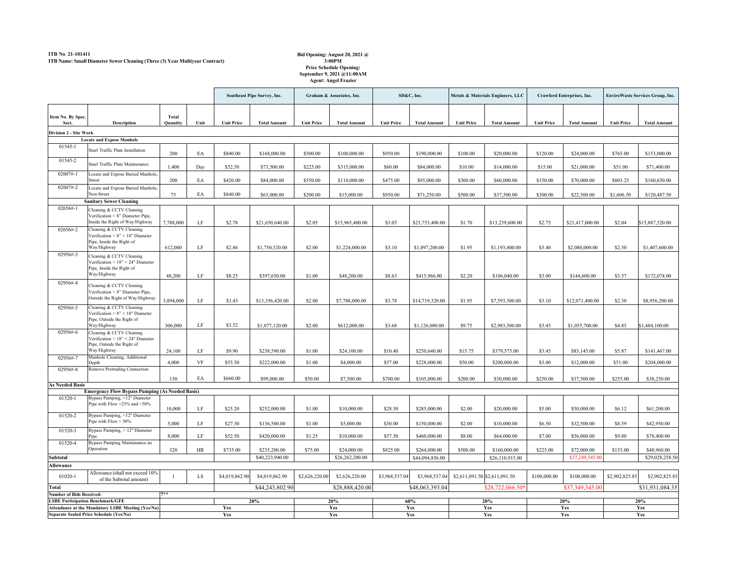**ITB No. 21-101411**
**ITB Name: Small Diameter Sewer Cleaning (Three (3) Year Multiyear Contract)**

**Bid Opening: August 20, 2021 @ 3:00PM**
**Price Schedule Opening: September 9, 2021 @11:00AM**
**Agent: Angel Frazier**

| | | | | Southeast Pipe Survey, Inc. | | Graham & Associates, Inc. | | SD&C, Inc. | | Metals & Materials Engineers, LLC | | Crawford Enterprises, Inc. | | EnviroWaste Services Group, Inc. | |
|---|---|---|---|---|---|---|---|---|---|---|---|---|---|---|---|
| Item No. By Spec. Sect. | Description | Total Quantity | Unit | Unit Price | Total Amount | Unit Price | Total Amount | Unit Price | Total Amount | Unit Price | Total Amount | Unit Price | Total Amount | Unit Price | Total Amount |
| **Division 2 - Site Work** | | | | | | | | | | | | | | | |
| | **Locate and Expose Manhole** | | | | | | | | | | | | | | |
| 01545-1 | Steel Traffic Plate Installation | 200 | EA | $840.00 | $168,000.00 | $500.00 | $100,000.00 | $950.00 | $190,000.00 | $100.00 | $20,000.00 | $120.00 | $24,000.00 | $765.00 | $153,000.00 |
| 01545-2 | Steel Traffic Plate Maintenance | 1,400 | Day | $52.50 | $73,500.00 | $225.00 | $315,000.00 | $60.00 | $84,000.00 | $10.00 | $14,000.00 | $15.00 | $21,000.00 | $51.00 | $71,400.00 |
| 02607#-1 | Locate and Expose Buried Manhole, Street | 200 | EA | $420.00 | $84,000.00 | $550.00 | $110,000.00 | $475.00 | $95,000.00 | $300.00 | $60,000.00 | $350.00 | $70,000.00 | $803.25 | $160,650.00 |
| 02607#-2 | Locate and Expose Buried Manhole, Non-Street | 75 | EA | $840.00 | $63,000.00 | $200.00 | $15,000.00 | $950.00 | $71,250.00 | $500.00 | $37,500.00 | $300.00 | $22,500.00 | $1,606.50 | $120,487.50 |
| | **Sanitary Sewer Cleaning** | | | | | | | | | | | | | | |
| 02656#-1 | Cleaning & CCTV Cleaning Verification < 8" Diameter Pipe, Inside the Right of Way/Highway | 7,788,000 | LF | $2.78 | $21,650,640.00 | $2.05 | $15,965,400.00 | $3.05 | $23,753,400.00 | $1.70 | $13,239,600.00 | $2.75 | $21,417,000.00 | $2.04 | $15,887,520.00 |
| 02656#-2 | Cleaning & CCTV Cleaning Verification > 8" < 18" Diameter Pipe, Inside the Right of Way/Highway | 612,000 | LF | $2.86 | $1,750,320.00 | $2.00 | $1,224,000.00 | $3.10 | $1,897,200.00 | $1.95 | $1,193,400.00 | $3.40 | $2,080,000.00 | $2.30 | $1,407,600.00 |
| 02956#-3 | Cleaning & CCTV Cleaning Verification > 18" < 24" Diameter Pipe, Inside the Right of Way/Highway | 48,200 | LF | $8.25 | $397,650.00 | $1.00 | $48,200.00 | $8.63 | $415,966.00 | $2.20 | $106,040.00 | $3.00 | $144,600.00 | $3.57 | $172,074.00 |
| 02956#-4 | Cleaning & CCTV Cleaning Verification < 8" Diameter Pipe, Outside the Right of Way/Highway | 3,894,000 | LF | $3.43 | $13,356,420.00 | $2.00 | $7,788,000.00 | $3.78 | $14,719,320.00 | $1.95 | $7,593,300.00 | $3.10 | $12,071,400.00 | $2.30 | $8,956,200.00 |
| 02956#-5 | Cleaning & CCTV Cleaning Verification > 8" < 18" Diameter Pipe, Outside the Right of Way/Highway | 306,000 | LF | $3.52 | $1,077,120.00 | $2.00 | $612,000.00 | $3.68 | $1,126,080.00 | $9.75 | $2,983,500.00 | $3.45 | $1,055,700.00 | $4.85 | $1,484,100.00 |
| 02956#-6 | Cleaning & CCTV Cleaning Verification > 18" < 24" Diameter Pipe, Outside the Right of Way/Highway | 24,100 | LF | $9.90 | $238,590.00 | $1.00 | $24,100.00 | $10.40 | $250,640.00 | $15.75 | $379,575.00 | $3.45 | $83,145.00 | $5.87 | $141,467.00 |
| 02956#-7 | Manhole Cleaning, Additional Depth | 4,000 | VF | $55.50 | $222,000.00 | $1.00 | $4,000.00 | $57.00 | $228,000.00 | $50.00 | $200,000.00 | $3.00 | $12,000.00 | $51.00 | $204,000.00 |
| 02956#-8 | Remove Protruding Connection | 150 | EA | $660.00 | $99,000.00 | $50.00 | $7,500.00 | $700.00 | $105,000.00 | $200.00 | $30,000.00 | $250.00 | $37,500.00 | $255.00 | $38,250.00 |
| **As Needed Basis** | | | | | | | | | | | | | | | |
| | **Emergency Flow Bypass Pumping (As Needed Basis)** | | | | | | | | | | | | | | |
| 01520-1 | Bypass Pumping, <12" Diameter Pipe with Flow >25% and <50% | 10,000 | LF | $25.20 | $252,000.00 | $1.00 | $10,000.00 | $28.50 | $285,000.00 | $2.00 | $20,000.00 | $5.00 | $50,000.00 | $6.12 | $61,200.00 |
| 01520-2 | Bypass Pumping, <12" Diameter Pipe with Flow > 50% | 5,000 | LF | $27.30 | $136,500.00 | $1.00 | $5,000.00 | $30.00 | $150,000.00 | $2.00 | $10,000.00 | $6.50 | $32,500.00 | $8.59 | $42,950.00 |
| 01520-3 | Bypass Pumping, > 12" Diameter Pipe | 8,000 | LF | $52.50 | $420,000.00 | $1.25 | $10,000.00 | $57.50 | $460,000.00 | $8.00 | $64,000.00 | $7.00 | $56,000.00 | $9.80 | $78,400.00 |
| 01520-4 | Bypass Pumping Maintenance an Operation | 320 | HR | $735.00 | $235,200.00 | $75.00 | $24,000.00 | $825.00 | $264,000.00 | $500.00 | $160,000.00 | $225.00 | $72,000.00 | $153.00 | $48,960.00 |
| **Subtotal** | | | | | $40,223,940.00 | | $26,262,200.00 | | $44,094,856.00 | | $26,110,915.00 | | $37,249,345.00 | | $29,028,258.50 |
| **Allowance** | | | | | | | | | | | | | | | |
| 01020-1 | Allowance (shall not exceed 10% of the Subtotal amount) | 1 | LS | $4,019,862.90 | $4,019,862.90 | $2,626,220.00 | $2,626,220.00 | $3,968,537.04 | $3,968,537.04 | $2,611,091.50 | $2,611,091.50 | $100,000.00 | $100,000.00 | $2,902,825.85 | $2,902,825.85 |
| **Total** | | | | | $44,243,802.90 | | $28,888,420.00 | | $48,063,393.04 | | $28,722,066.50* | | $37,349,345.00 | | $31,931,084.35 |
| **Number of Bids Received:** | | 7** | | | | | | | | | | | | | |
| **LSBE Participation Benchmark/GFE** | | | | 20% | | 20% | | 60% | | 20% | | 20% | | 20% | |
| **Attendance at the Mandatory LSBE Meeting (Yes/No)** | | | | Yes | | Yes | | Yes | | Yes | | Yes | | Yes | |
| **Separate Sealed Price Schedule (Yes/No)** | | | | Yes | | Yes | | Yes | | Yes | | Yes | | Yes | |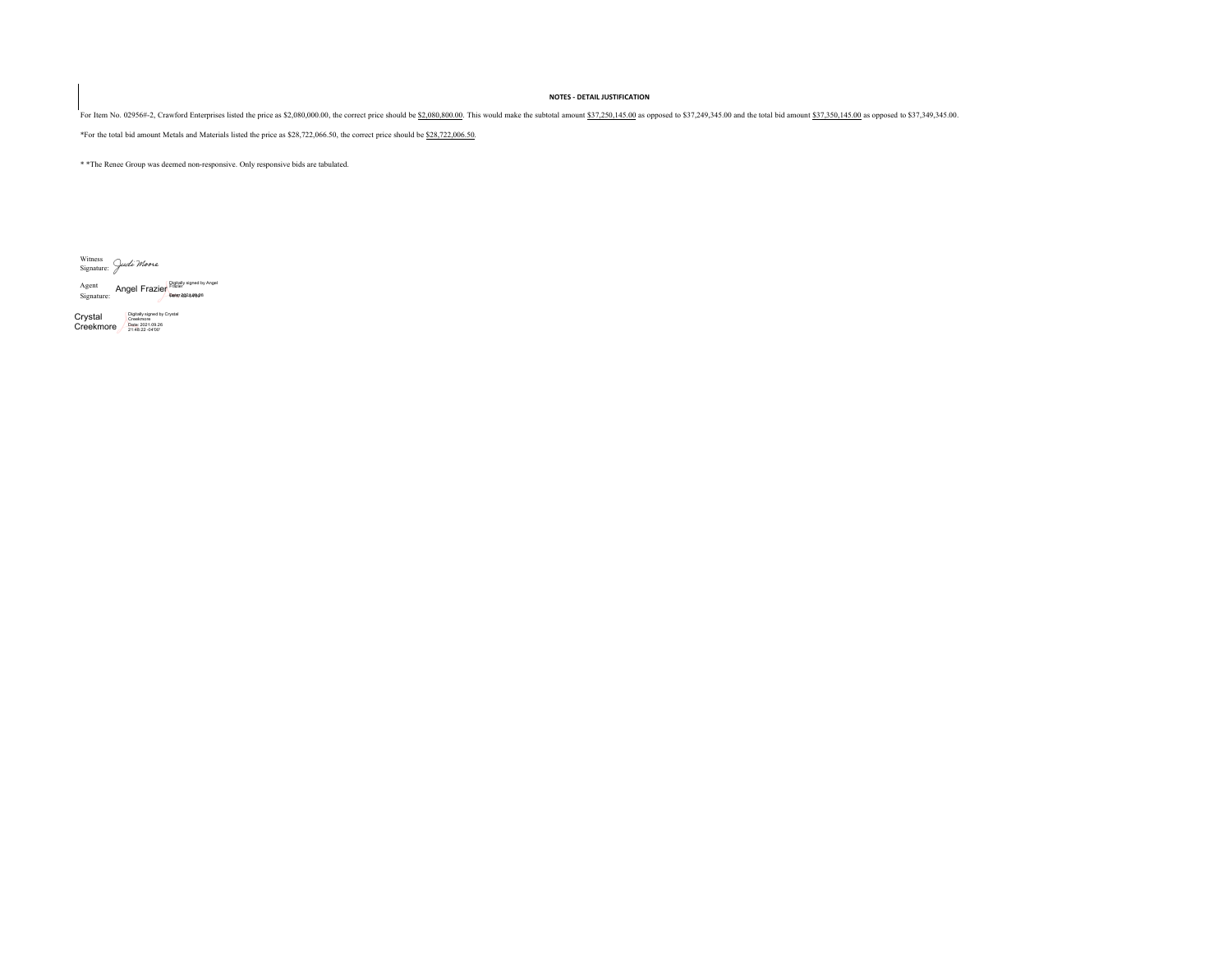**NOTES - DETAIL JUSTIFICATION**

For Item No. 02956#-2, Crawford Enterprises listed the price as $2,080,000.00, the correct price should be $2,080,800.00. This would make the subtotal amount $37,250,145.00 as opposed to $37,249,345.00 and the total bid amount $37,350,145.00 as opposed to $37,349,345.00.

*For the total bid amount Metals and Materials listed the price as $28,722,066.50, the correct price should be $28,722,006.50.

* *The Renee Group was deemed non-responsive. Only responsive bids are tabulated.

Witness Signature: Judi Moore

Agent Signature: Angel Frazier Digitally signed by Angel Frazier Date: 2021.09.26

Crystal Creekmore Digitally signed by Crystal Creekmore Date: 2021.09.26 21:48:22 -04'00'